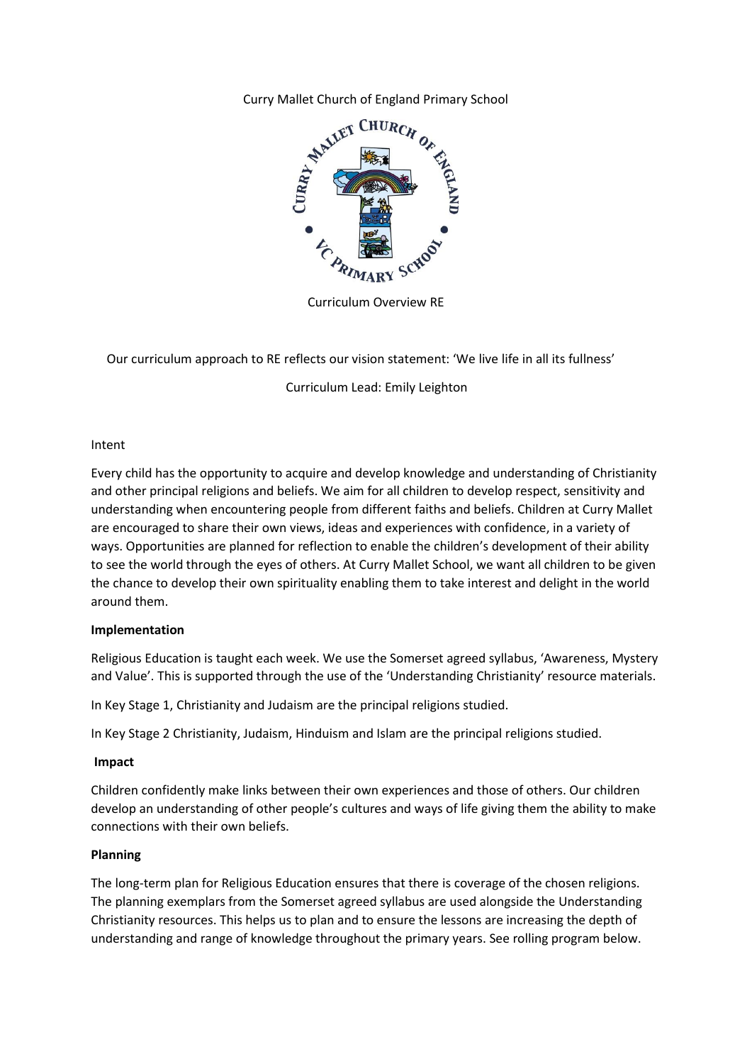Curry Mallet Church of England Primary School

Curriculum Overview RE

Our curriculum approach to RE reflects our vision statement: 'We live life in all its fullness'

Curriculum Lead: Emily Leighton

Intent

Every child has the opportunity to acquire and develop knowledge and understanding of Christianity and other principal religions and beliefs. We aim for all children to develop respect, sensitivity and understanding when encountering people from different faiths and beliefs. Children at Curry Mallet are encouraged to share their own views, ideas and experiences with confidence, in a variety of ways. Opportunities are planned for reflection to enable the children's development of their ability to see the world through the eyes of others. At Curry Mallet School, we want all children to be given the chance to develop their own spirituality enabling them to take interest and delight in the world around them.

**Implementation**

Religious Education is taught each week. We use the Somerset agreed syllabus, 'Awareness, Mystery and Value'. This is supported through the use of the 'Understanding Christianity' resource materials.

In Key Stage 1, Christianity and Judaism are the principal religions studied.

In Key Stage 2 Christianity, Judaism, Hinduism and Islam are the principal religions studied.

**Impact**

Children confidently make links between their own experiences and those of others. Our children develop an understanding of other people's cultures and ways of life giving them the ability to make connections with their own beliefs.

**Planning**

The long-term plan for Religious Education ensures that there is coverage of the chosen religions. The planning exemplars from the Somerset agreed syllabus are used alongside the Understanding Christianity resources. This helps us to plan and to ensure the lessons are increasing the depth of understanding and range of knowledge throughout the primary years. See rolling program below.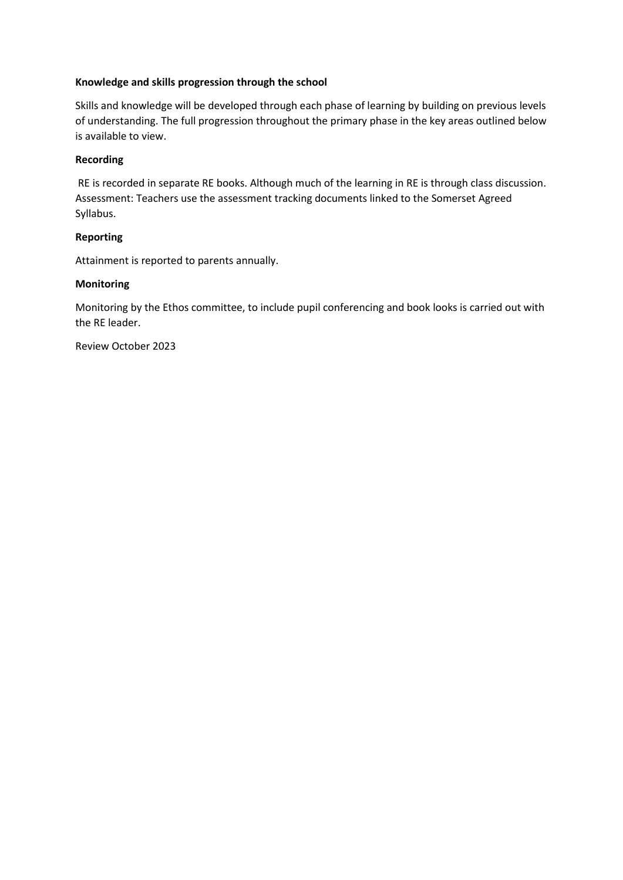**Knowledge and skills progression through the school**

Skills and knowledge will be developed through each phase of learning by building on previous levels of understanding. The full progression throughout the primary phase in the key areas outlined below is available to view.

**Recording**

RE is recorded in separate RE books. Although much of the learning in RE is through class discussion. Assessment: Teachers use the assessment tracking documents linked to the Somerset Agreed Syllabus.

**Reporting**

Attainment is reported to parents annually.

**Monitoring**

Monitoring by the Ethos committee, to include pupil conferencing and book looks is carried out with the RE leader.

Review October 2023